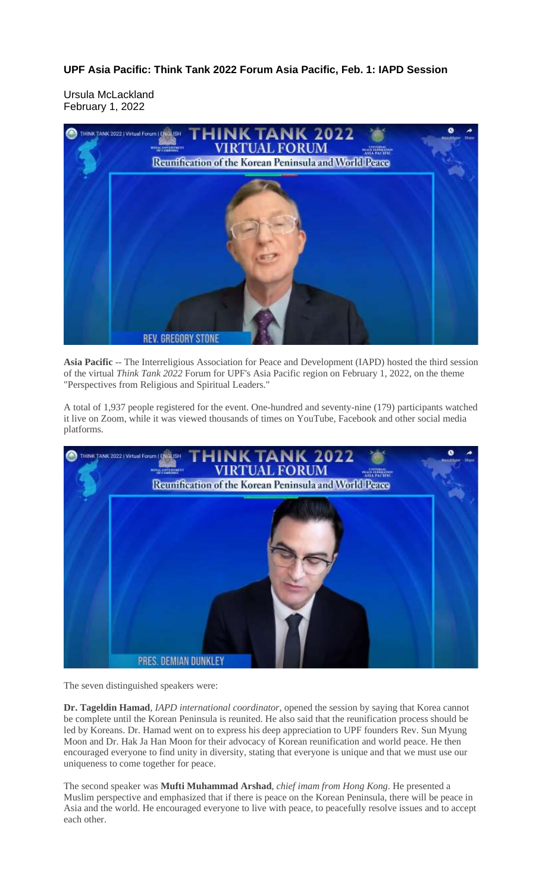**UPF Asia Pacific: Think Tank 2022 Forum Asia Pacific, Feb. 1: IAPD Session**

Ursula McLackland
February 1, 2022

**Asia Pacific** -- The Interreligious Association for Peace and Development (IAPD) hosted the third session of the virtual *Think Tank 2022* Forum for UPF's Asia Pacific region on February 1, 2022, on the theme "Perspectives from Religious and Spiritual Leaders."

A total of 1,937 people registered for the event. One-hundred and seventy-nine (179) participants watched it live on Zoom, while it was viewed thousands of times on YouTube, Facebook and other social media platforms.

The seven distinguished speakers were:

**Dr. Tageldin Hamad**, *IAPD international coordinator*, opened the session by saying that Korea cannot be complete until the Korean Peninsula is reunited. He also said that the reunification process should be led by Koreans. Dr. Hamad went on to express his deep appreciation to UPF founders Rev. Sun Myung Moon and Dr. Hak Ja Han Moon for their advocacy of Korean reunification and world peace. He then encouraged everyone to find unity in diversity, stating that everyone is unique and that we must use our uniqueness to come together for peace.

The second speaker was **Mufti Muhammad Arshad**, *chief imam from Hong Kong*. He presented a Muslim perspective and emphasized that if there is peace on the Korean Peninsula, there will be peace in Asia and the world. He encouraged everyone to live with peace, to peacefully resolve issues and to accept each other.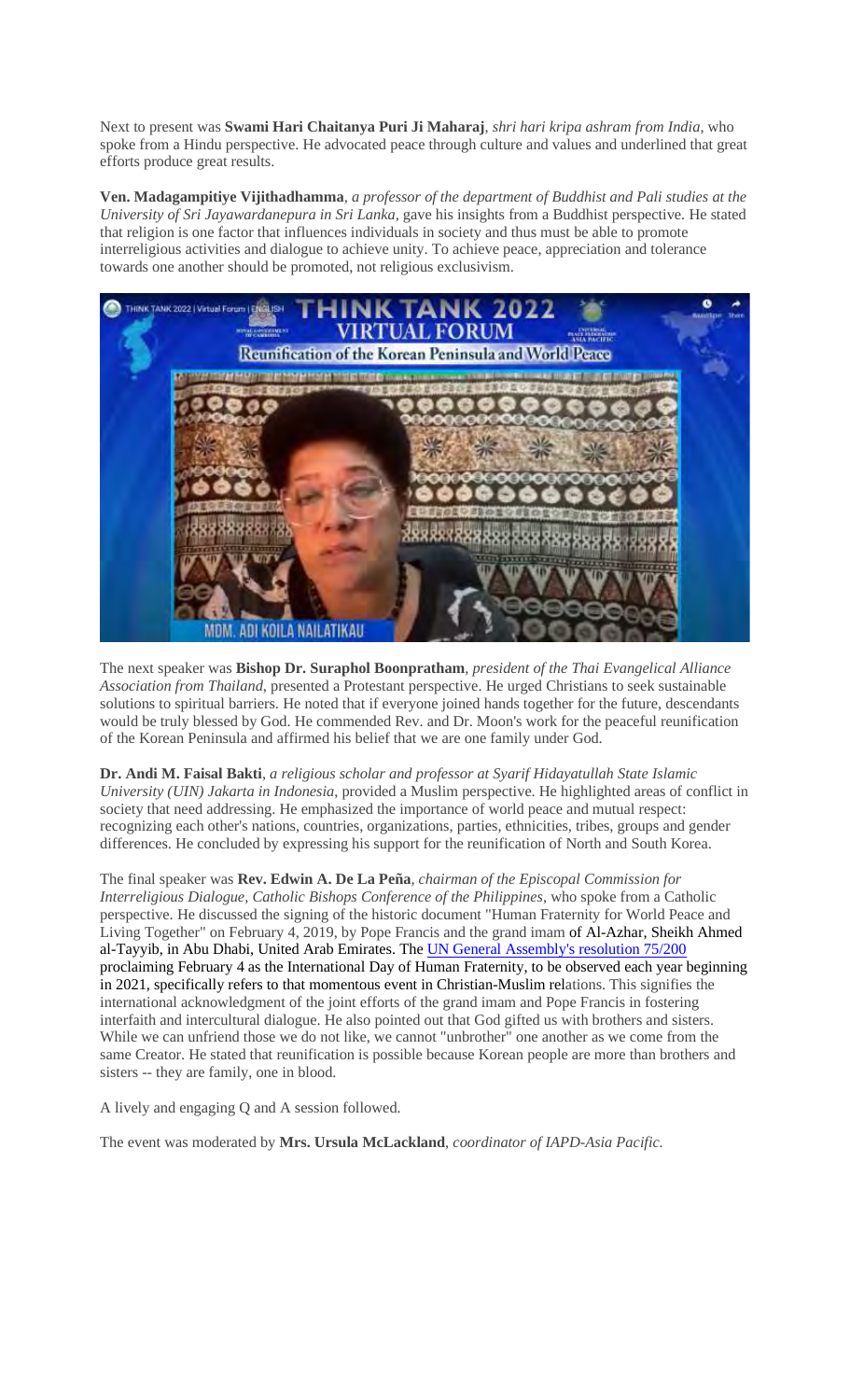Next to present was **Swami Hari Chaitanya Puri Ji Maharaj**, *shri hari kripa ashram from India,* who spoke from a Hindu perspective. He advocated peace through culture and values and underlined that great efforts produce great results.

**Ven. Madagampitiye Vijithadhamma**, *a professor of the department of Buddhist and Pali studies at the University of Sri Jayawardanepura in Sri Lanka,* gave his insights from a Buddhist perspective. He stated that religion is one factor that influences individuals in society and thus must be able to promote interreligious activities and dialogue to achieve unity. To achieve peace, appreciation and tolerance towards one another should be promoted, not religious exclusivism.

The next speaker was **Bishop Dr. Suraphol Boonpratham**, *president of the Thai Evangelical Alliance Association from Thailand,* presented a Protestant perspective. He urged Christians to seek sustainable solutions to spiritual barriers. He noted that if everyone joined hands together for the future, descendants would be truly blessed by God. He commended Rev. and Dr. Moon's work for the peaceful reunification of the Korean Peninsula and affirmed his belief that we are one family under God.

**Dr. Andi M. Faisal Bakti**, *a religious scholar and professor at Syarif Hidayatullah State Islamic University (UIN) Jakarta in Indonesia,* provided a Muslim perspective. He highlighted areas of conflict in society that need addressing. He emphasized the importance of world peace and mutual respect: recognizing each other's nations, countries, organizations, parties, ethnicities, tribes, groups and gender differences. He concluded by expressing his support for the reunification of North and South Korea.

The final speaker was **Rev. Edwin A. De La Peña**, *chairman of the Episcopal Commission for Interreligious Dialogue, Catholic Bishops Conference of the Philippines,* who spoke from a Catholic perspective. He discussed the signing of the historic document "Human Fraternity for World Peace and Living Together" on February 4, 2019, by Pope Francis and the grand imam of Al-Azhar, Sheikh Ahmed al-Tayyib, in Abu Dhabi, United Arab Emirates. The UN General Assembly's resolution 75/200 proclaiming February 4 as the International Day of Human Fraternity, to be observed each year beginning in 2021, specifically refers to that momentous event in Christian-Muslim relations. This signifies the international acknowledgment of the joint efforts of the grand imam and Pope Francis in fostering interfaith and intercultural dialogue. He also pointed out that God gifted us with brothers and sisters. While we can unfriend those we do not like, we cannot "unbrother" one another as we come from the same Creator. He stated that reunification is possible because Korean people are more than brothers and sisters -- they are family, one in blood.

A lively and engaging Q and A session followed.

The event was moderated by **Mrs. Ursula McLackland**, *coordinator of IAPD-Asia Pacific.*